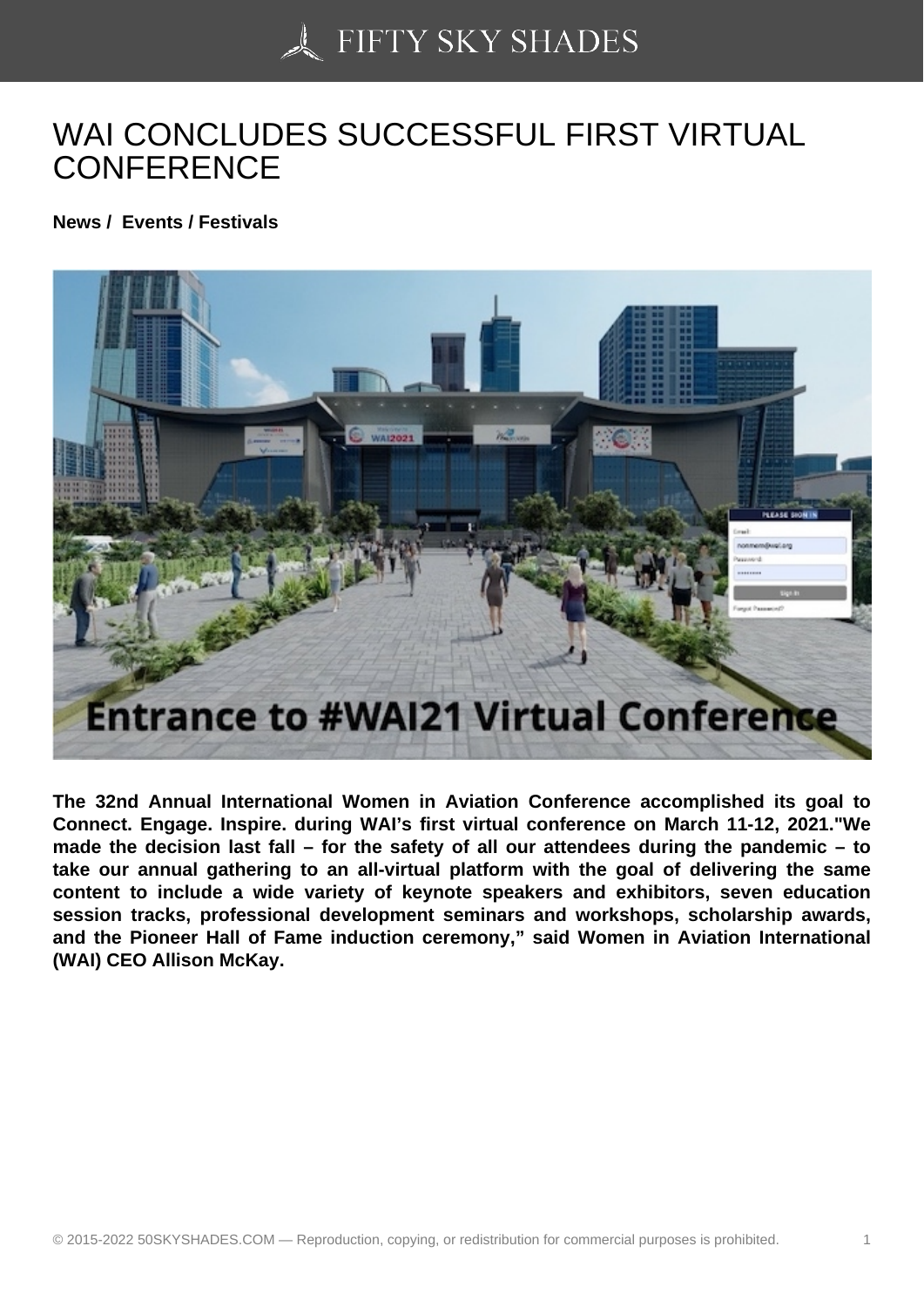# WAI CONCLUDES SUCCESSFUL FIRST VIRTUAL CONFERENCE

**News / Events / Festivals**

**The 32nd Annual International Women in Aviation Conference accomplished its goal to Connect. Engage. Inspire. during WAI's first virtual conference on March 11-12, 2021."We made the decision last fall – for the safety of all our attendees during the pandemic – to take our annual gathering to an all-virtual platform with the goal of delivering the same content to include a wide variety of keynote speakers and exhibitors, seven education session tracks, professional development seminars and workshops, scholarship awards, and the Pioneer Hall of Fame induction ceremony," said Women in Aviation International (WAI) CEO Allison McKay.**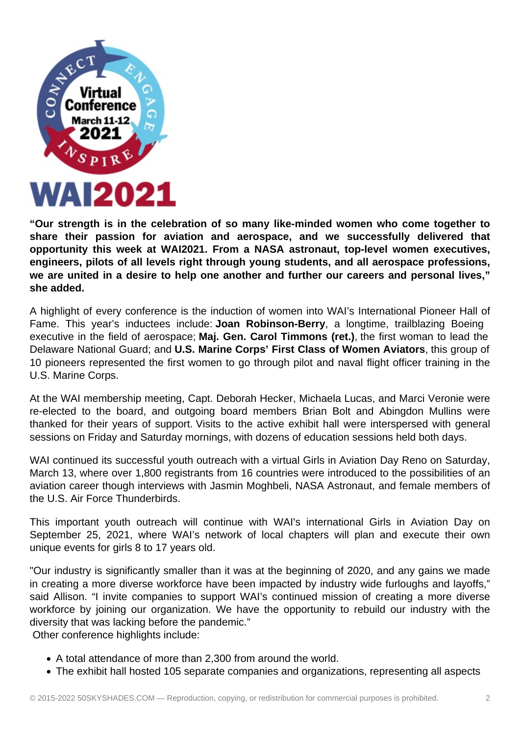**WAI2021**

**"Our strength is in the celebration of so many like-minded women who come together to share their passion for aviation and aerospace, and we successfully delivered that opportunity this week at WAI2021. From a NASA astronaut, top-level women executives, engineers, pilots of all levels right through young students, and all aerospace professions, we are united in a desire to help one another and further our careers and personal lives," she added.**

A highlight of every conference is the induction of women into WAI's International Pioneer Hall of Fame. This year's inductees include: **Joan Robinson-Berry**, a longtime, trailblazing Boeing executive in the field of aerospace; **Maj. Gen. Carol Timmons (ret.)**, the first woman to lead the Delaware National Guard; and **U.S. Marine Corps' First Class of Women Aviators**, this group of 10 pioneers represented the first women to go through pilot and naval flight officer training in the U.S. Marine Corps.

At the WAI membership meeting, Capt. Deborah Hecker, Michaela Lucas, and Marci Veronie were re-elected to the board, and outgoing board members Brian Bolt and Abingdon Mullins were thanked for their years of support. Visits to the active exhibit hall were interspersed with general sessions on Friday and Saturday mornings, with dozens of education sessions held both days.

WAI continued its successful youth outreach with a virtual Girls in Aviation Day Reno on Saturday, March 13, where over 1,800 registrants from 16 countries were introduced to the possibilities of an aviation career though interviews with Jasmin Moghbeli, NASA Astronaut, and female members of the U.S. Air Force Thunderbirds.

This important youth outreach will continue with WAI's international Girls in Aviation Day on September 25, 2021, where WAI's network of local chapters will plan and execute their own unique events for girls 8 to 17 years old.

"Our industry is significantly smaller than it was at the beginning of 2020, and any gains we made in creating a more diverse workforce have been impacted by industry wide furloughs and layoffs," said Allison. "I invite companies to support WAI's continued mission of creating a more diverse workforce by joining our organization. We have the opportunity to rebuild our industry with the diversity that was lacking before the pandemic."

Other conference highlights include:

- A total attendance of more than 2,300 from around the world.
- The exhibit hall hosted 105 separate companies and organizations, representing all aspects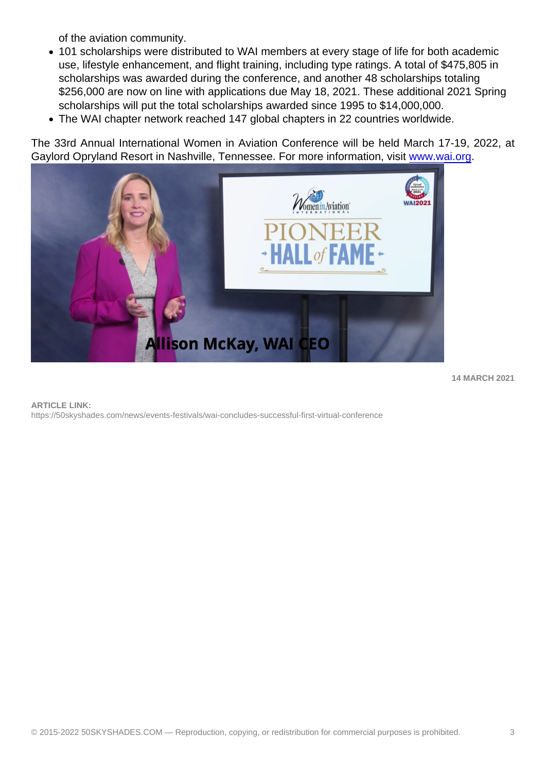of the aviation community.

- 101 scholarships were distributed to WAI members at every stage of life for both academic use, lifestyle enhancement, and flight training, including type ratings. A total of $475,805 in scholarships was awarded during the conference, and another 48 scholarships totaling $256,000 are now on line with applications due May 18, 2021. These additional 2021 Spring scholarships will put the total scholarships awarded since 1995 to $14,000,000.
- The WAI chapter network reached 147 global chapters in 22 countries worldwide.

The 33rd Annual International Women in Aviation Conference will be held March 17-19, 2022, at Gaylord Opryland Resort in Nashville, Tennessee. For more information, visit www.wai.org.

14 MARCH 2021

**ARTICLE LINK:**
https://50skyshades.com/news/events-festivals/wai-concludes-successful-first-virtual-conference